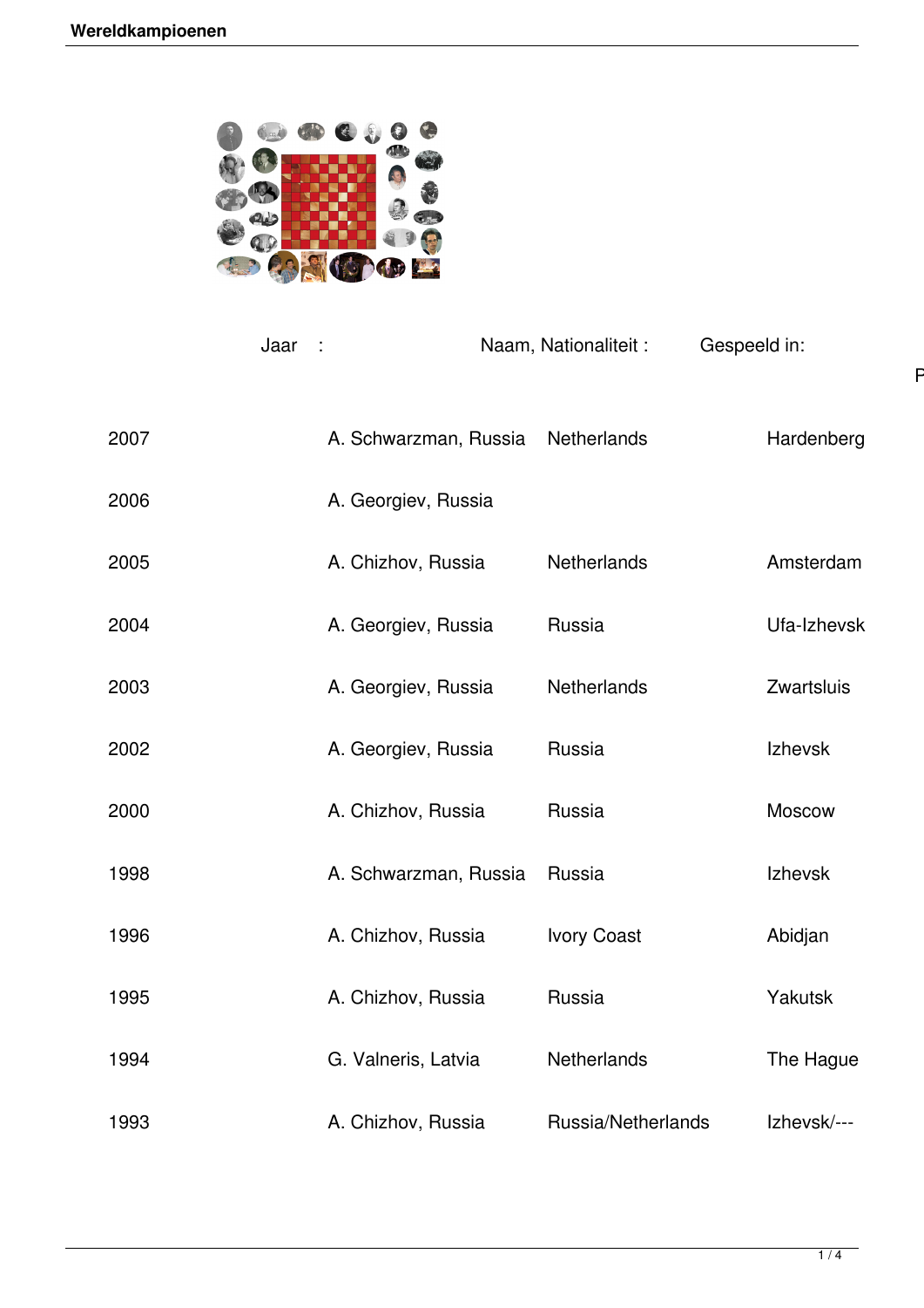| Jaar : | Naam, Nationaliteit : | Gespeeld in: | |
|---|---|---|---|
| 2007 | A. Schwarzman, Russia | Netherlands | Hardenberg |
| 2006 | A. Georgiev, Russia | | |
| 2005 | A. Chizhov, Russia | Netherlands | Amsterdam |
| 2004 | A. Georgiev, Russia | Russia | Ufa-Izhevsk |
| 2003 | A. Georgiev, Russia | Netherlands | Zwartsluis |
| 2002 | A. Georgiev, Russia | Russia | Izhevsk |
| 2000 | A. Chizhov, Russia | Russia | Moscow |
| 1998 | A. Schwarzman, Russia | Russia | Izhevsk |
| 1996 | A. Chizhov, Russia | Ivory Coast | Abidjan |
| 1995 | A. Chizhov, Russia | Russia | Yakutsk |
| 1994 | G. Valneris, Latvia | Netherlands | The Hague |
| 1993 | A. Chizhov, Russia | Russia/Netherlands | Izhevsk/--- |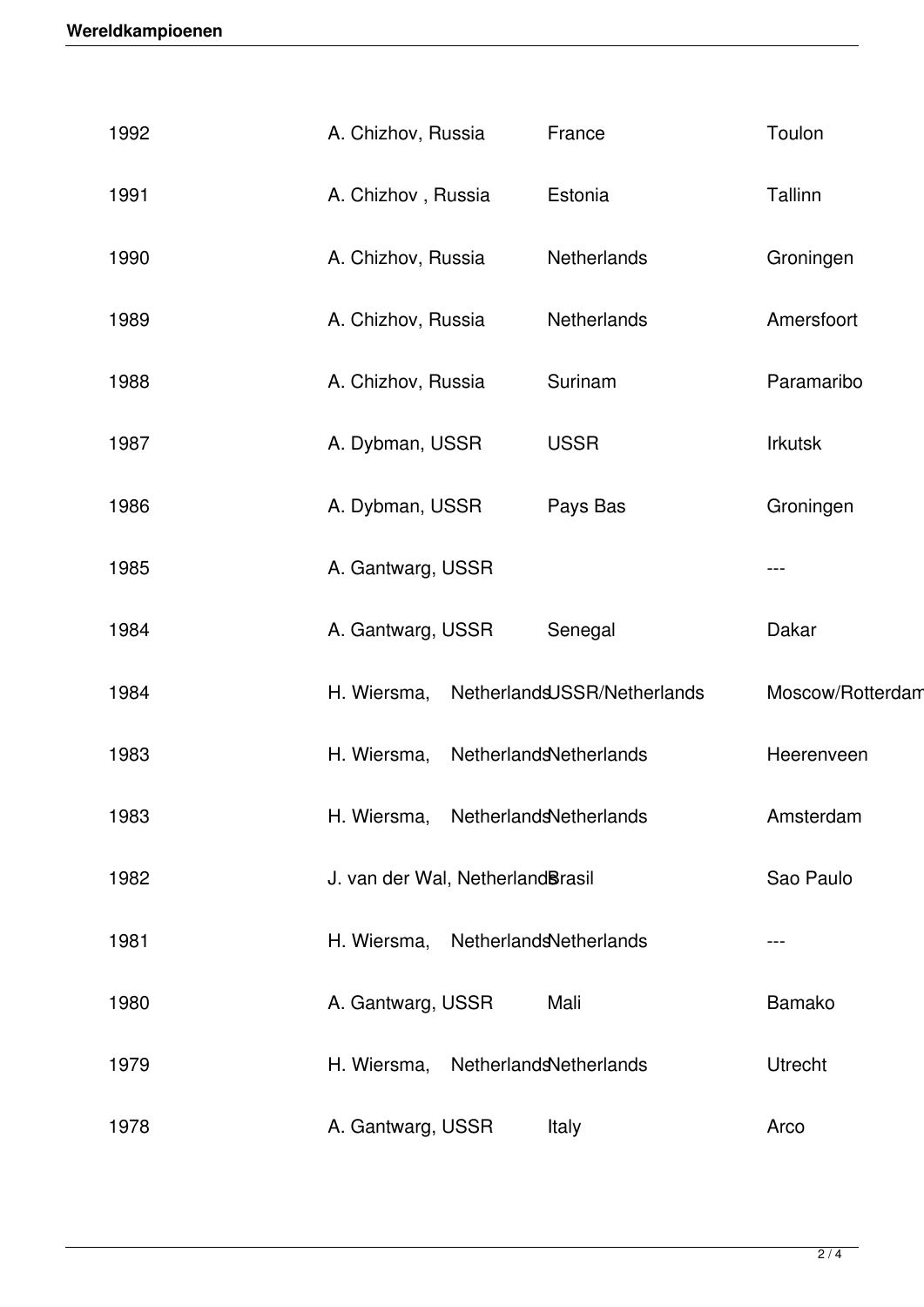| | | | |
|---|---|---|---|
| 1992 | A. Chizhov, Russia | France | Toulon |
| 1991 | A. Chizhov , Russia | Estonia | Tallinn |
| 1990 | A. Chizhov, Russia | Netherlands | Groningen |
| 1989 | A. Chizhov, Russia | Netherlands | Amersfoort |
| 1988 | A. Chizhov, Russia | Surinam | Paramaribo |
| 1987 | A. Dybman, USSR | USSR | Irkutsk |
| 1986 | A. Dybman, USSR | Pays Bas | Groningen |
| 1985 | A. Gantwarg, USSR | | --- |
| 1984 | A. Gantwarg, USSR | Senegal | Dakar |
| 1984 | H. Wiersma, Netherlands | USSR/Netherlands | Moscow/Rotterdam |
| 1983 | H. Wiersma, Netherlands | Netherlands | Heerenveen |
| 1983 | H. Wiersma, Netherlands | Netherlands | Amsterdam |
| 1982 | J. van der Wal, Netherlands | Brasil | Sao Paulo |
| 1981 | H. Wiersma, Netherlands | Netherlands | --- |
| 1980 | A. Gantwarg, USSR | Mali | Bamako |
| 1979 | H. Wiersma, Netherlands | Netherlands | Utrecht |
| 1978 | A. Gantwarg, USSR | Italy | Arco |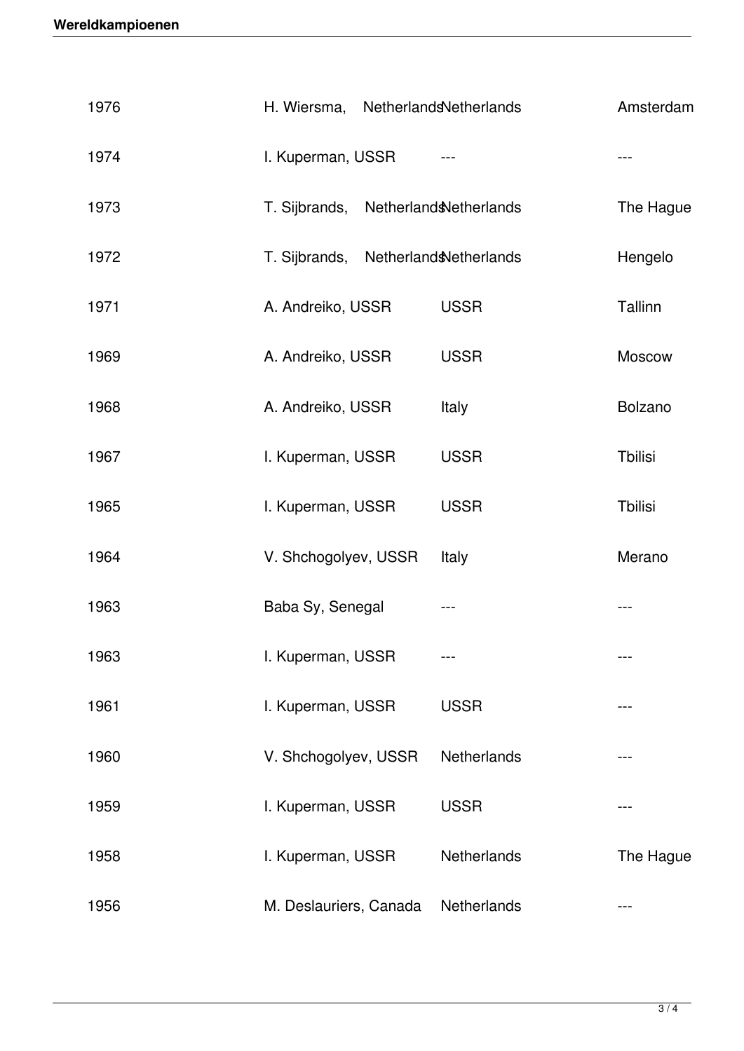| | | | |
|---|---|---|---|
| 1976 | H. Wiersma, Netherlands | Netherlands | Amsterdam |
| 1974 | I. Kuperman, USSR | --- | --- |
| 1973 | T. Sijbrands, Netherlands | Netherlands | The Hague |
| 1972 | T. Sijbrands, Netherlands | Netherlands | Hengelo |
| 1971 | A. Andreiko, USSR | USSR | Tallinn |
| 1969 | A. Andreiko, USSR | USSR | Moscow |
| 1968 | A. Andreiko, USSR | Italy | Bolzano |
| 1967 | I. Kuperman, USSR | USSR | Tbilisi |
| 1965 | I. Kuperman, USSR | USSR | Tbilisi |
| 1964 | V. Shchogolyev, USSR | Italy | Merano |
| 1963 | Baba Sy, Senegal | --- | --- |
| 1963 | I. Kuperman, USSR | --- | --- |
| 1961 | I. Kuperman, USSR | USSR | --- |
| 1960 | V. Shchogolyev, USSR | Netherlands | --- |
| 1959 | I. Kuperman, USSR | USSR | --- |
| 1958 | I. Kuperman, USSR | Netherlands | The Hague |
| 1956 | M. Deslauriers, Canada | Netherlands | --- |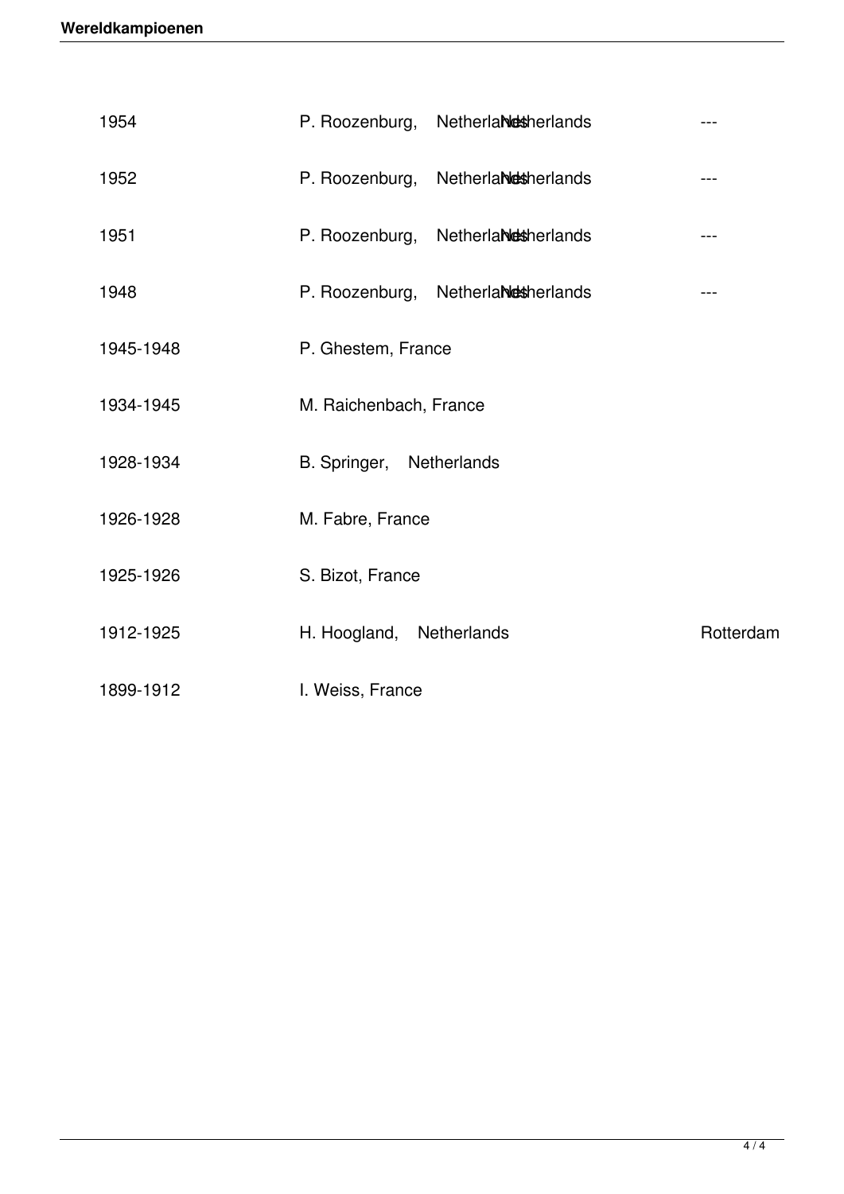| | | |
|---|---|---|
| 1954 | P. Roozenburg, NetherlandsNetherlands | --- |
| 1952 | P. Roozenburg, NetherlandsNetherlands | --- |
| 1951 | P. Roozenburg, NetherlandsNetherlands | --- |
| 1948 | P. Roozenburg, NetherlandsNetherlands | --- |
| 1945-1948 | P. Ghestem, France | |
| 1934-1945 | M. Raichenbach, France | |
| 1928-1934 | B. Springer, Netherlands | |
| 1926-1928 | M. Fabre, France | |
| 1925-1926 | S. Bizot, France | |
| 1912-1925 | H. Hoogland, Netherlands | Rotterdam |
| 1899-1912 | I. Weiss, France | |